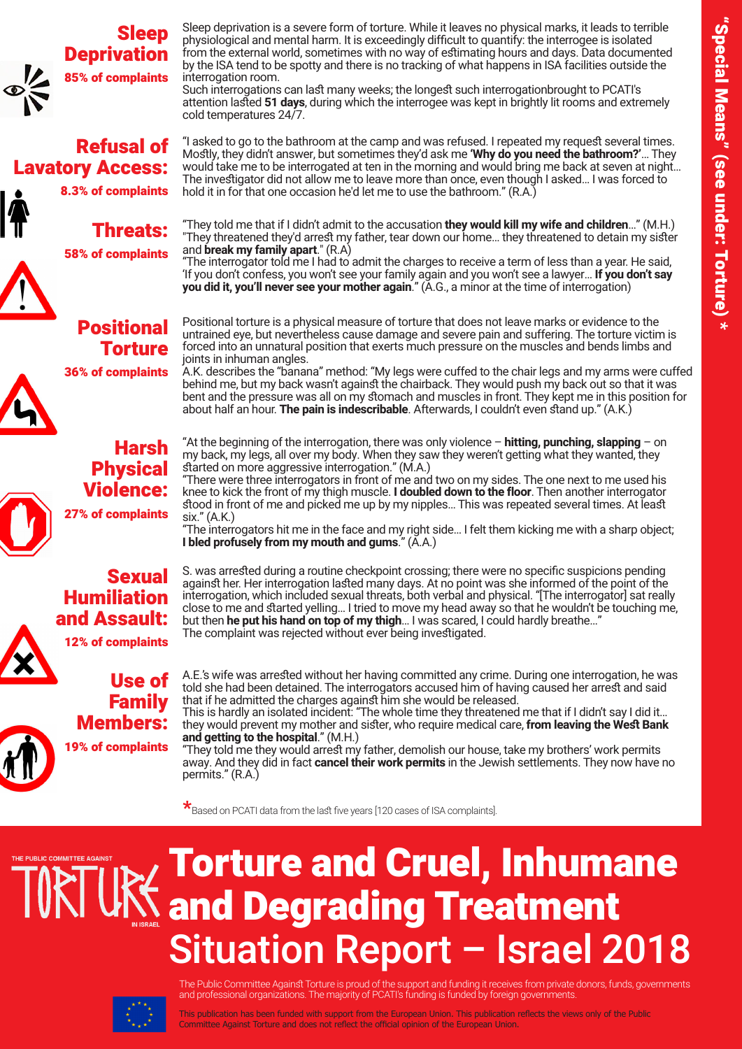"Special Means" (see under: Torture) *

## Sleep Deprivation

**85% of complaints**

Sleep deprivation is a severe form of torture. While it leaves no physical marks, it leads to terrible physiological and mental harm. It is exceedingly difficult to quantify: the interrogee is isolated from the external world, sometimes with no way of estimating hours and days. Data documented by the ISA tend to be spotty and there is no tracking of what happens in ISA facilities outside the interrogation room.
Such interrogations can last many weeks; the longest such interrogationbrought to PCATI's attention lasted **51 days**, during which the interrogee was kept in brightly lit rooms and extremely cold temperatures 24/7.

## Refusal of Lavatory Access:

**8.3% of complaints**

"I asked to go to the bathroom at the camp and was refused. I repeated my request several times. Mostly, they didn't answer, but sometimes they'd ask me **'Why do you need the bathroom?'**... They would take me to be interrogated at ten in the morning and would bring me back at seven at night... The investigator did not allow me to leave more than once, even though I asked... I was forced to hold it in for that one occasion he'd let me to use the bathroom." (R.A.)

## Threats:

**58% of complaints**

"They told me that if I didn't admit to the accusation **they would kill my wife and children**..." (M.H.)
"They threatened they'd arrest my father, tear down our home... they threatened to detain my sister and **break my family apart**." (R.A)
"The interrogator told me I had to admit the charges to receive a term of less than a year. He said, 'If you don't confess, you won't see your family again and you won't see a lawyer... **If you don't say you did it, you'll never see your mother again**." (A.G., a minor at the time of interrogation)

## Positional Torture

**36% of complaints**

Positional torture is a physical measure of torture that does not leave marks or evidence to the untrained eye, but nevertheless cause damage and severe pain and suffering. The torture victim is forced into an unnatural position that exerts much pressure on the muscles and bends limbs and joints in inhuman angles.
A.K. describes the "banana" method: "My legs were cuffed to the chair legs and my arms were cuffed behind me, but my back wasn't against the chairback. They would push my back out so that it was bent and the pressure was all on my stomach and muscles in front. They kept me in this position for about half an hour. **The pain is indescribable**. Afterwards, I couldn't even stand up." (A.K.)

## Harsh Physical Violence:

**27% of complaints**

"At the beginning of the interrogation, there was only violence – **hitting, punching, slapping** – on my back, my legs, all over my body. When they saw they weren't getting what they wanted, they started on more aggressive interrogation." (M.A.)
"There were three interrogators in front of me and two on my sides. The one next to me used his knee to kick the front of my thigh muscle. **I doubled down to the floor**. Then another interrogator stood in front of me and picked me up by my nipples... This was repeated several times. At least six." (A.K.)
"The interrogators hit me in the face and my right side... I felt them kicking me with a sharp object; **I bled profusely from my mouth and gums**." (A.A.)

## Sexual Humiliation and Assault:

**12% of complaints**

S. was arrested during a routine checkpoint crossing; there were no specific suspicions pending against her. Her interrogation lasted many days. At no point was she informed of the point of the interrogation, which included sexual threats, both verbal and physical. "[The interrogator] sat really close to me and started yelling... I tried to move my head away so that he wouldn't be touching me, but then **he put his hand on top of my thigh**... I was scared, I could hardly breathe..."
The complaint was rejected without ever being investigated.

## Use of Family Members:

**19% of complaints**

A.E.'s wife was arrested without her having committed any crime. During one interrogation, he was told she had been detained. The interrogators accused him of having caused her arrest and said that if he admitted the charges against him she would be released.
This is hardly an isolated incident: "The whole time they threatened me that if I didn't say I did it... they would prevent my mother and sister, who require medical care, **from leaving the West Bank and getting to the hospital**." (M.H.)
"They told me they would arrest my father, demolish our house, take my brothers' work permits away. And they did in fact **cancel their work permits** in the Jewish settlements. They now have no permits." (R.A.)

*Based on PCATI data from the last five years [120 cases of ISA complaints].

THE PUBLIC COMMITTEE AGAINST TORTURE IN ISRAEL

# Torture and Cruel, Inhumane and Degrading Treatment

# Situation Report – Israel 2018

The Public Committee Against Torture is proud of the support and funding it receives from private donors, funds, governments and professional organizations. The majority of PCATI's funding is funded by foreign governments.

This publication has been funded with support from the European Union. This publication reflects the views only of the Public Committee Against Torture and does not reflect the official opinion of the European Union.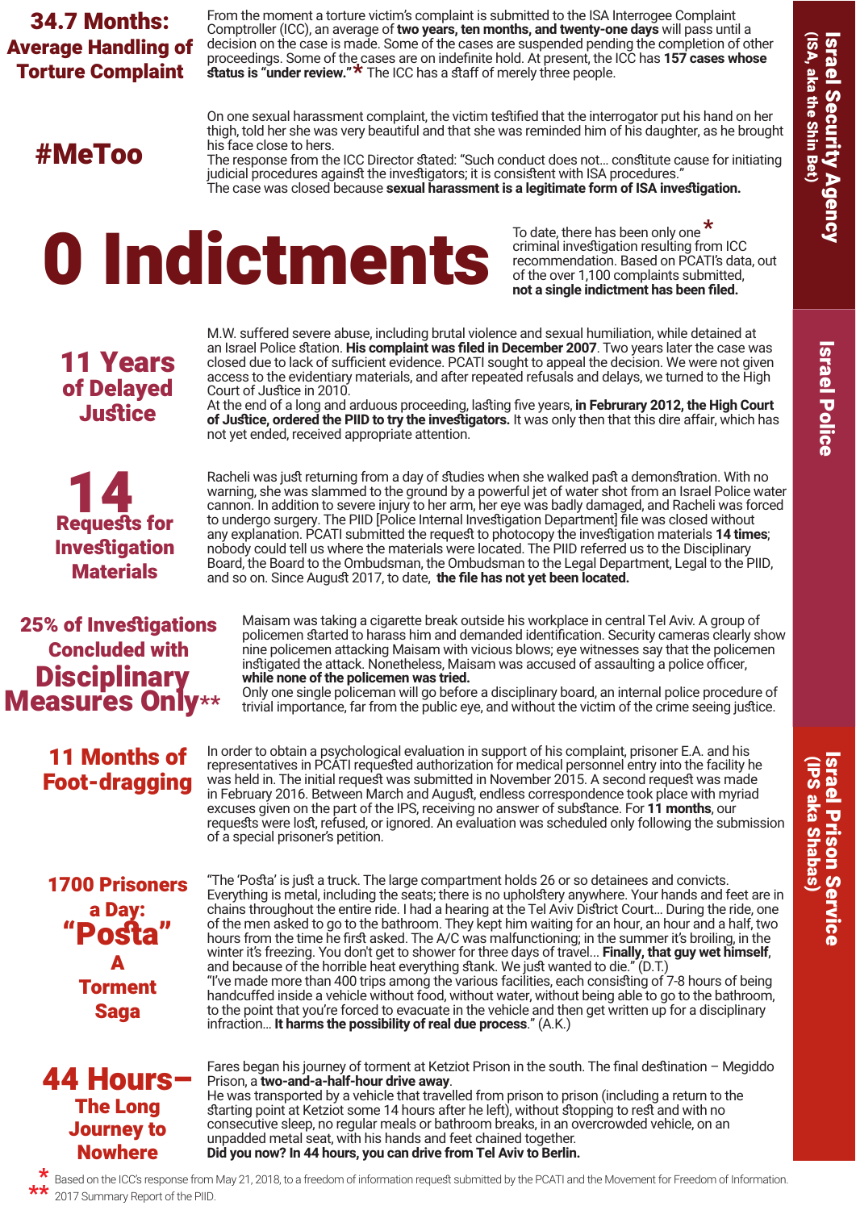## Israel Security Agency (ISA, aka the Shin Bet)

### 34.7 Months: Average Handling of Torture Complaint

From the moment a torture victim's complaint is submitted to the ISA Interrogee Complaint Comptroller (ICC), an average of **two years, ten months, and twenty-one days** will pass until a decision on the case is made. Some of the cases are suspended pending the completion of other proceedings. Some of the cases are on indefinite hold. At present, the ICC has **157 cases whose status is "under review."*** The ICC has a staff of merely three people.

### #MeToo

On one sexual harassment complaint, the victim testified that the interrogator put his hand on her thigh, told her she was very beautiful and that she was reminded him of his daughter, as he brought his face close to hers.

The response from the ICC Director stated: "Such conduct does not… constitute cause for initiating judicial procedures against the investigators; it is consistent with ISA procedures."

The case was closed because **sexual harassment is a legitimate form of ISA investigation.**

# 0 Indictments

To date, there has been only one* criminal investigation resulting from ICC recommendation. Based on PCATI's data, out of the over 1,100 complaints submitted, **not a single indictment has been filed.**

## Israel Police

### 11 Years of Delayed Justice

M.W. suffered severe abuse, including brutal violence and sexual humiliation, while detained at an Israel Police station. **His complaint was filed in December 2007**. Two years later the case was closed due to lack of sufficient evidence. PCATI sought to appeal the decision. We were not given access to the evidentiary materials, and after repeated refusals and delays, we turned to the High Court of Justice in 2010.

At the end of a long and arduous proceeding, lasting five years, **in Februrary 2012, the High Court of Justice, ordered the PIID to try the investigators.** It was only then that this dire affair, which has not yet ended, received appropriate attention.

### 14 Requests for Investigation Materials

Racheli was just returning from a day of studies when she walked past a demonstration. With no warning, she was slammed to the ground by a powerful jet of water shot from an Israel Police water cannon. In addition to severe injury to her arm, her eye was badly damaged, and Racheli was forced to undergo surgery. The PIID [Police Internal Investigation Department] file was closed without any explanation. PCATI submitted the request to photocopy the investigation materials **14 times**; nobody could tell us where the materials were located. The PIID referred us to the Disciplinary Board, the Board to the Ombudsman, the Ombudsman to the Legal Department, Legal to the PIID, and so on. Since August 2017, to date, **the file has not yet been located.**

### 25% of Investigations Concluded with Disciplinary Measures Only**

Maisam was taking a cigarette break outside his workplace in central Tel Aviv. A group of policemen started to harass him and demanded identification. Security cameras clearly show nine policemen attacking Maisam with vicious blows; eye witnesses say that the policemen instigated the attack. Nonetheless, Maisam was accused of assaulting a police officer, **while none of the policemen was tried.**

Only one single policeman will go before a disciplinary board, an internal police procedure of trivial importance, far from the public eye, and without the victim of the crime seeing justice.

## Israel Prison Service (IPS aka Shabas)

### 11 Months of Foot-dragging

In order to obtain a psychological evaluation in support of his complaint, prisoner E.A. and his representatives in PCATI requested authorization for medical personnel entry into the facility he was held in. The initial request was submitted in November 2015. A second request was made in February 2016. Between March and August, endless correspondence took place with myriad excuses given on the part of the IPS, receiving no answer of substance. For **11 months**, our requests were lost, refused, or ignored. An evaluation was scheduled only following the submission of a special prisoner's petition.

### 1700 Prisoners a Day: "Posta" A Torment Saga

"The 'Posta' is just a truck. The large compartment holds 26 or so detainees and convicts. Everything is metal, including the seats; there is no upholstery anywhere. Your hands and feet are in chains throughout the entire ride. I had a hearing at the Tel Aviv District Court… During the ride, one of the men asked to go to the bathroom. They kept him waiting for an hour, an hour and a half, two hours from the time he first asked. The A/C was malfunctioning; in the summer it's broiling, in the winter it's freezing. You don't get to shower for three days of travel… **Finally, that guy wet himself**, and because of the horrible heat everything stank. We just wanted to die." (D.T.)

"I've made more than 400 trips among the various facilities, each consisting of 7-8 hours of being handcuffed inside a vehicle without food, without water, without being able to go to the bathroom, to the point that you're forced to evacuate in the vehicle and then get written up for a disciplinary infraction… **It harms the possibility of real due process**." (A.K.)

### 44 Hours– The Long Journey to Nowhere

Fares began his journey of torment at Ketziot Prison in the south. The final destination – Megiddo Prison, a **two-and-a-half-hour drive away**.

He was transported by a vehicle that travelled from prison to prison (including a return to the starting point at Ketziot some 14 hours after he left), without stopping to rest and with no consecutive sleep, no regular meals or bathroom breaks, in an overcrowded vehicle, on an unpadded metal seat, with his hands and feet chained together.

**Did you now? In 44 hours, you can drive from Tel Aviv to Berlin.**

---

\* Based on the ICC's response from May 21, 2018, to a freedom of information request submitted by the PCATI and the Movement for Freedom of Information.

\*\* 2017 Summary Report of the PIID.